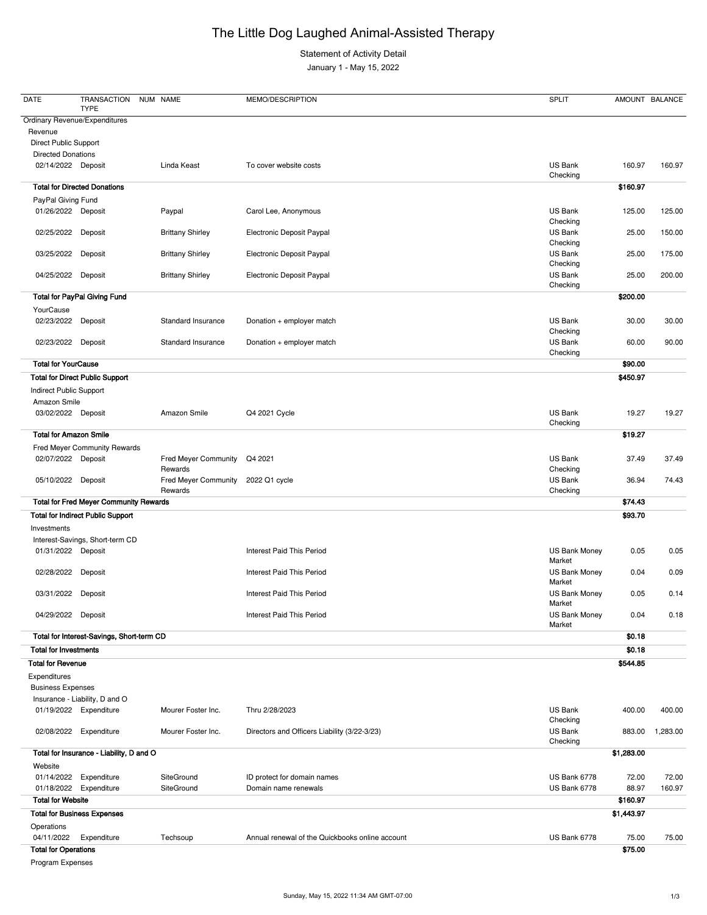# The Little Dog Laughed Animal-Assisted Therapy

Statement of Activity Detail

January 1 - May 15, 2022

| DATE | TRANSACTION TYPE | NUM | NAME | MEMO/DESCRIPTION | SPLIT | AMOUNT | BALANCE |
|---|---|---|---|---|---|---|---|
| Ordinary Revenue/Expenditures | | | | | | | |
| Revenue | | | | | | | |
| Direct Public Support | | | | | | | |
| Directed Donations | | | | | | | |
| 02/14/2022 | Deposit | | Linda Keast | To cover website costs | US Bank Checking | 160.97 | 160.97 |
| **Total for Directed Donations** | | | | | | **$160.97** | |
| PayPal Giving Fund | | | | | | | |
| 01/26/2022 | Deposit | | Paypal | Carol Lee, Anonymous | US Bank Checking | 125.00 | 125.00 |
| 02/25/2022 | Deposit | | Brittany Shirley | Electronic Deposit Paypal | US Bank Checking | 25.00 | 150.00 |
| 03/25/2022 | Deposit | | Brittany Shirley | Electronic Deposit Paypal | US Bank Checking | 25.00 | 175.00 |
| 04/25/2022 | Deposit | | Brittany Shirley | Electronic Deposit Paypal | US Bank Checking | 25.00 | 200.00 |
| **Total for PayPal Giving Fund** | | | | | | **$200.00** | |
| YourCause | | | | | | | |
| 02/23/2022 | Deposit | | Standard Insurance | Donation + employer match | US Bank Checking | 30.00 | 30.00 |
| 02/23/2022 | Deposit | | Standard Insurance | Donation + employer match | US Bank Checking | 60.00 | 90.00 |
| **Total for YourCause** | | | | | | **$90.00** | |
| **Total for Direct Public Support** | | | | | | **$450.97** | |
| Indirect Public Support | | | | | | | |
| Amazon Smile | | | | | | | |
| 03/02/2022 | Deposit | | Amazon Smile | Q4 2021 Cycle | US Bank Checking | 19.27 | 19.27 |
| **Total for Amazon Smile** | | | | | | **$19.27** | |
| Fred Meyer Community Rewards | | | | | | | |
| 02/07/2022 | Deposit | | Fred Meyer Community Rewards | Q4 2021 | US Bank Checking | 37.49 | 37.49 |
| 05/10/2022 | Deposit | | Fred Meyer Community Rewards | 2022 Q1 cycle | US Bank Checking | 36.94 | 74.43 |
| **Total for Fred Meyer Community Rewards** | | | | | | **$74.43** | |
| **Total for Indirect Public Support** | | | | | | **$93.70** | |
| Investments | | | | | | | |
| Interest-Savings, Short-term CD | | | | | | | |
| 01/31/2022 | Deposit | | | Interest Paid This Period | US Bank Money Market | 0.05 | 0.05 |
| 02/28/2022 | Deposit | | | Interest Paid This Period | US Bank Money Market | 0.04 | 0.09 |
| 03/31/2022 | Deposit | | | Interest Paid This Period | US Bank Money Market | 0.05 | 0.14 |
| 04/29/2022 | Deposit | | | Interest Paid This Period | US Bank Money Market | 0.04 | 0.18 |
| **Total for Interest-Savings, Short-term CD** | | | | | | **$0.18** | |
| **Total for Investments** | | | | | | **$0.18** | |
| **Total for Revenue** | | | | | | **$544.85** | |
| Expenditures | | | | | | | |
| Business Expenses | | | | | | | |
| Insurance - Liability, D and O | | | | | | | |
| 01/19/2022 | Expenditure | | Mourer Foster Inc. | Thru 2/28/2023 | US Bank Checking | 400.00 | 400.00 |
| 02/08/2022 | Expenditure | | Mourer Foster Inc. | Directors and Officers Liability (3/22-3/23) | US Bank Checking | 883.00 | 1,283.00 |
| **Total for Insurance - Liability, D and O** | | | | | | **$1,283.00** | |
| Website | | | | | | | |
| 01/14/2022 | Expenditure | | SiteGround | ID protect for domain names | US Bank 6778 | 72.00 | 72.00 |
| 01/18/2022 | Expenditure | | SiteGround | Domain name renewals | US Bank 6778 | 88.97 | 160.97 |
| **Total for Website** | | | | | | **$160.97** | |
| **Total for Business Expenses** | | | | | | **$1,443.97** | |
| Operations | | | | | | | |
| 04/11/2022 | Expenditure | | Techsoup | Annual renewal of the Quickbooks online account | US Bank 6778 | 75.00 | 75.00 |
| **Total for Operations** | | | | | | **$75.00** | |
| Program Expenses | | | | | | | |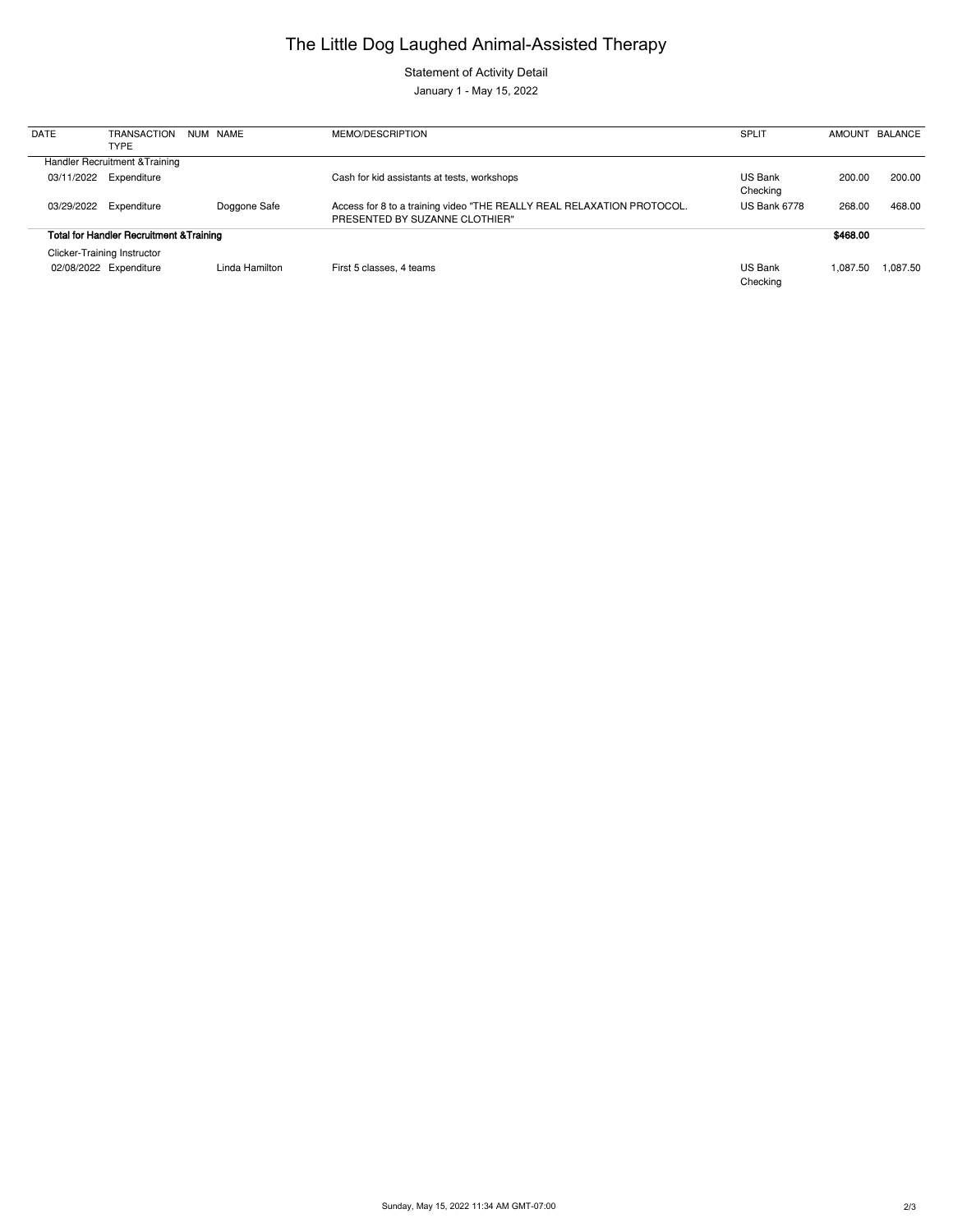# The Little Dog Laughed Animal-Assisted Therapy

Statement of Activity Detail

January 1 - May 15, 2022

| DATE | TRANSACTION TYPE | NUM | NAME | MEMO/DESCRIPTION | SPLIT | AMOUNT | BALANCE |
|---|---|---|---|---|---|---|---|
| Handler Recruitment &Training | | | | | | | |
| 03/11/2022 | Expenditure | | | Cash for kid assistants at tests, workshops | US Bank Checking | 200.00 | 200.00 |
| 03/29/2022 | Expenditure | | Doggone Safe | Access for 8 to a training video "THE REALLY REAL RELAXATION PROTOCOL. PRESENTED BY SUZANNE CLOTHIER" | US Bank 6778 | 268.00 | 468.00 |
| **Total for Handler Recruitment &Training** | | | | | | **$468.00** | |
| Clicker-Training Instructor | | | | | | | |
| 02/08/2022 | Expenditure | | Linda Hamilton | First 5 classes, 4 teams | US Bank Checking | 1,087.50 | 1,087.50 |

Sunday, May 15, 2022 11:34 AM GMT-07:00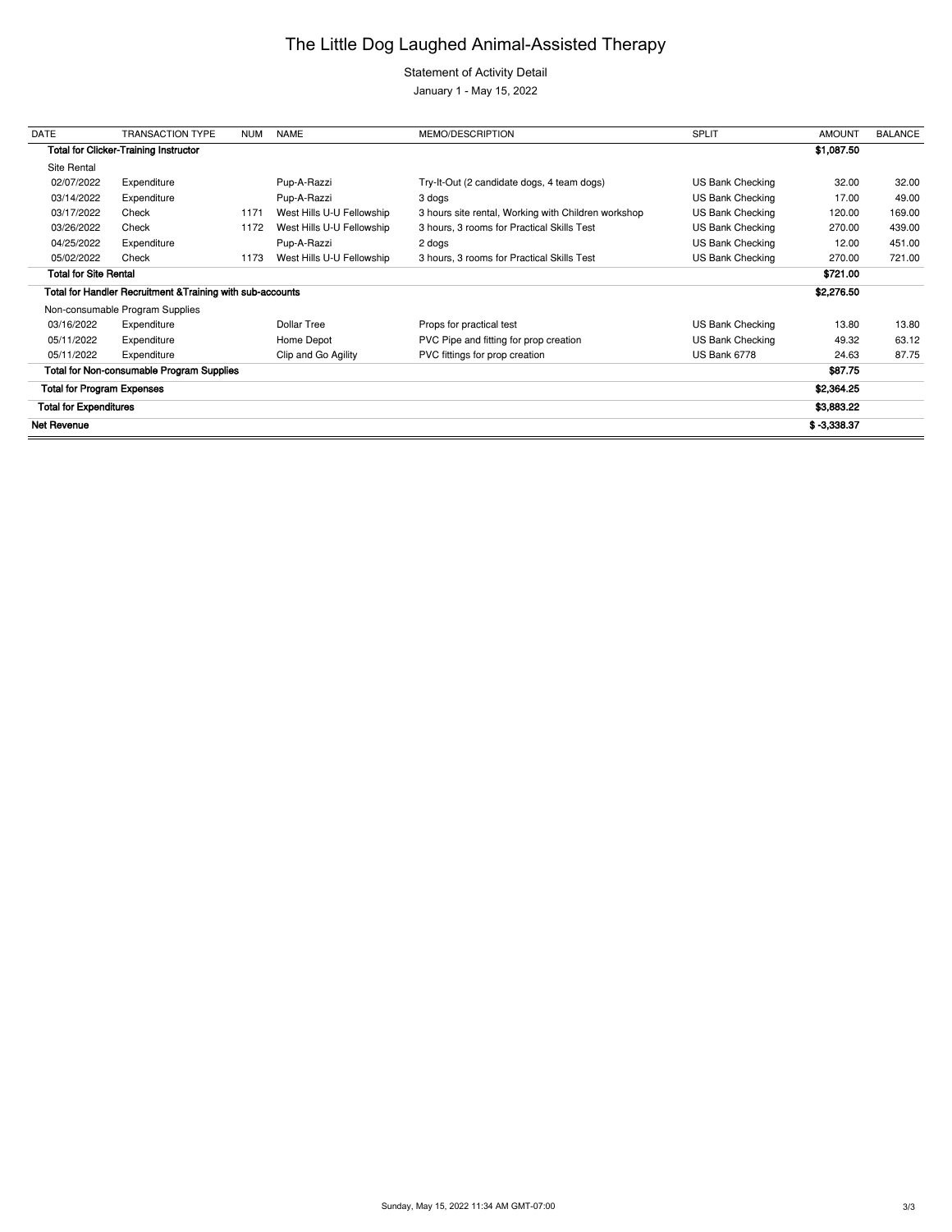# The Little Dog Laughed Animal-Assisted Therapy

Statement of Activity Detail

January 1 - May 15, 2022

| DATE | TRANSACTION TYPE | NUM | NAME | MEMO/DESCRIPTION | SPLIT | AMOUNT | BALANCE |
|---|---|---|---|---|---|---|---|
| **Total for Clicker-Training Instructor** | | | | | | **$1,087.50** | |
| Site Rental | | | | | | | |
| 02/07/2022 | Expenditure | | Pup-A-Razzi | Try-It-Out (2 candidate dogs, 4 team dogs) | US Bank Checking | 32.00 | 32.00 |
| 03/14/2022 | Expenditure | | Pup-A-Razzi | 3 dogs | US Bank Checking | 17.00 | 49.00 |
| 03/17/2022 | Check | 1171 | West Hills U-U Fellowship | 3 hours site rental, Working with Children workshop | US Bank Checking | 120.00 | 169.00 |
| 03/26/2022 | Check | 1172 | West Hills U-U Fellowship | 3 hours, 3 rooms for Practical Skills Test | US Bank Checking | 270.00 | 439.00 |
| 04/25/2022 | Expenditure | | Pup-A-Razzi | 2 dogs | US Bank Checking | 12.00 | 451.00 |
| 05/02/2022 | Check | 1173 | West Hills U-U Fellowship | 3 hours, 3 rooms for Practical Skills Test | US Bank Checking | 270.00 | 721.00 |
| **Total for Site Rental** | | | | | | **$721.00** | |
| **Total for Handler Recruitment &Training with sub-accounts** | | | | | | **$2,276.50** | |
| Non-consumable Program Supplies | | | | | | | |
| 03/16/2022 | Expenditure | | Dollar Tree | Props for practical test | US Bank Checking | 13.80 | 13.80 |
| 05/11/2022 | Expenditure | | Home Depot | PVC Pipe and fitting for prop creation | US Bank Checking | 49.32 | 63.12 |
| 05/11/2022 | Expenditure | | Clip and Go Agility | PVC fittings for prop creation | US Bank 6778 | 24.63 | 87.75 |
| **Total for Non-consumable Program Supplies** | | | | | | **$87.75** | |
| **Total for Program Expenses** | | | | | | **$2,364.25** | |
| **Total for Expenditures** | | | | | | **$3,883.22** | |
| **Net Revenue** | | | | | | **$ -3,338.37** | |

Sunday, May 15, 2022 11:34 AM GMT-07:00